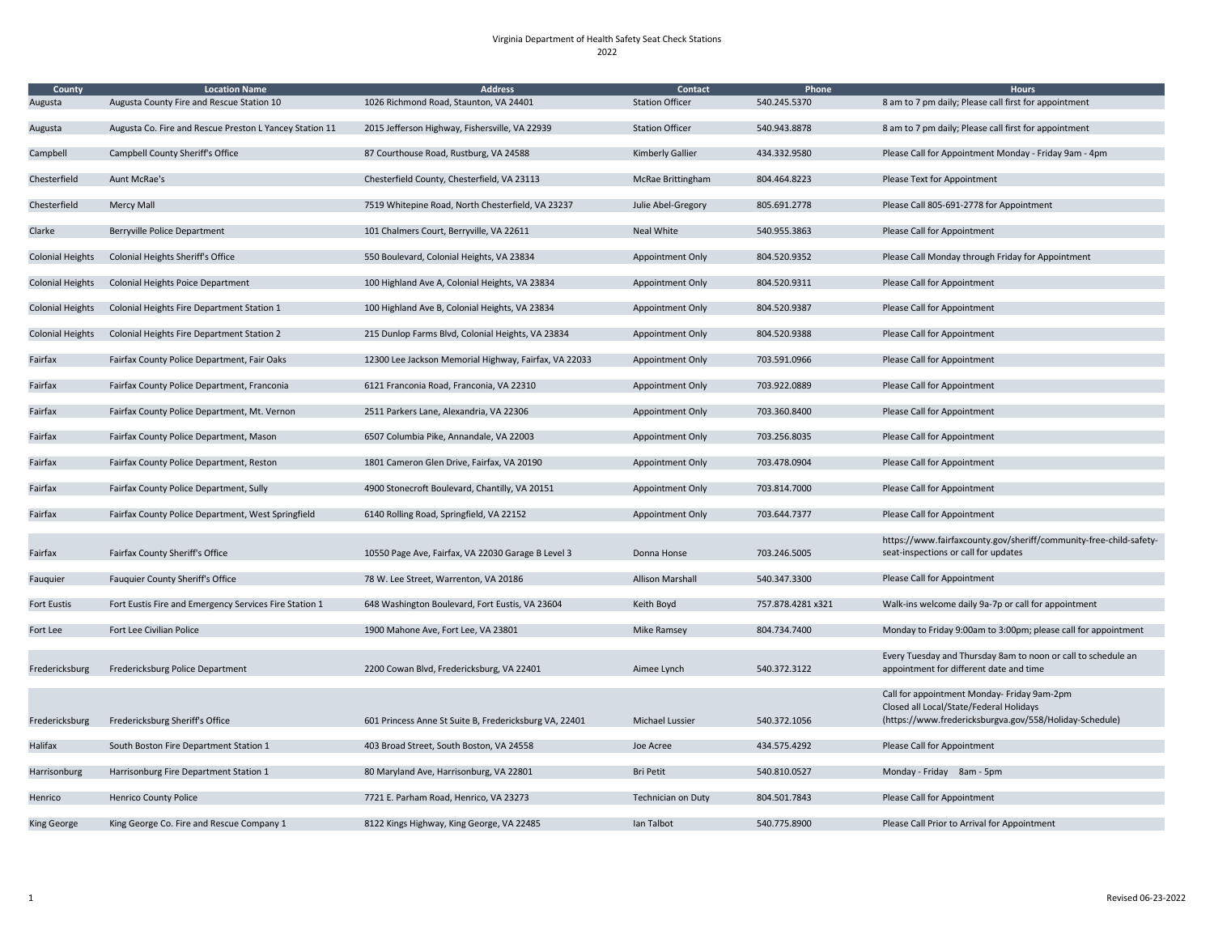Virginia Department of Health Safety Seat Check Stations
2022

| County | Location Name | Address | Contact | Phone | Hours |
|---|---|---|---|---|---|
| Augusta | Augusta County Fire and Rescue Station 10 | 1026 Richmond Road, Staunton, VA 24401 | Station Officer | 540.245.5370 | 8 am to 7 pm daily; Please call first for appointment |
| Augusta | Augusta Co. Fire and Rescue Preston L Yancey Station 11 | 2015 Jefferson Highway, Fishersville, VA 22939 | Station Officer | 540.943.8878 | 8 am to 7 pm daily; Please call first for appointment |
| Campbell | Campbell County Sheriff's Office | 87 Courthouse Road, Rustburg, VA 24588 | Kimberly Gallier | 434.332.9580 | Please Call for Appointment Monday - Friday 9am - 4pm |
| Chesterfield | Aunt McRae's | Chesterfield County, Chesterfield, VA 23113 | McRae Brittingham | 804.464.8223 | Please Text for Appointment |
| Chesterfield | Mercy Mall | 7519 Whitepine Road, North Chesterfield, VA 23237 | Julie Abel-Gregory | 805.691.2778 | Please Call 805-691-2778 for Appointment |
| Clarke | Berryville Police Department | 101 Chalmers Court, Berryville, VA 22611 | Neal White | 540.955.3863 | Please Call for Appointment |
| Colonial Heights | Colonial Heights Sheriff's Office | 550 Boulevard, Colonial Heights, VA 23834 | Appointment Only | 804.520.9352 | Please Call Monday through Friday for Appointment |
| Colonial Heights | Colonial Heights Poice Department | 100 Highland Ave A, Colonial Heights, VA 23834 | Appointment Only | 804.520.9311 | Please Call for Appointment |
| Colonial Heights | Colonial Heights Fire Department Station 1 | 100 Highland Ave B, Colonial Heights, VA 23834 | Appointment Only | 804.520.9387 | Please Call for Appointment |
| Colonial Heights | Colonial Heights Fire Department Station 2 | 215 Dunlop Farms Blvd, Colonial Heights, VA 23834 | Appointment Only | 804.520.9388 | Please Call for Appointment |
| Fairfax | Fairfax County Police Department, Fair Oaks | 12300 Lee Jackson Memorial Highway, Fairfax, VA 22033 | Appointment Only | 703.591.0966 | Please Call for Appointment |
| Fairfax | Fairfax County Police Department, Franconia | 6121 Franconia Road, Franconia, VA 22310 | Appointment Only | 703.922.0889 | Please Call for Appointment |
| Fairfax | Fairfax County Police Department, Mt. Vernon | 2511 Parkers Lane, Alexandria, VA 22306 | Appointment Only | 703.360.8400 | Please Call for Appointment |
| Fairfax | Fairfax County Police Department, Mason | 6507 Columbia Pike, Annandale, VA 22003 | Appointment Only | 703.256.8035 | Please Call for Appointment |
| Fairfax | Fairfax County Police Department, Reston | 1801 Cameron Glen Drive, Fairfax, VA 20190 | Appointment Only | 703.478.0904 | Please Call for Appointment |
| Fairfax | Fairfax County Police Department, Sully | 4900 Stonecroft Boulevard, Chantilly, VA 20151 | Appointment Only | 703.814.7000 | Please Call for Appointment |
| Fairfax | Fairfax County Police Department, West Springfield | 6140 Rolling Road, Springfield, VA 22152 | Appointment Only | 703.644.7377 | Please Call for Appointment |
| Fairfax | Fairfax County Sheriff's Office | 10550 Page Ave, Fairfax, VA 22030 Garage B Level 3 | Donna Honse | 703.246.5005 | https://www.fairfaxcounty.gov/sheriff/community-free-child-safety-seat-inspections or call for updates |
| Fauquier | Fauquier County Sheriff's Office | 78 W. Lee Street, Warrenton, VA 20186 | Allison Marshall | 540.347.3300 | Please Call for Appointment |
| Fort Eustis | Fort Eustis Fire and Emergency Services Fire Station 1 | 648 Washington Boulevard, Fort Eustis, VA 23604 | Keith Boyd | 757.878.4281 x321 | Walk-ins welcome daily 9a-7p or call for appointment |
| Fort Lee | Fort Lee Civilian Police | 1900 Mahone Ave, Fort Lee, VA 23801 | Mike Ramsey | 804.734.7400 | Monday to Friday 9:00am to 3:00pm; please call for appointment |
| Fredericksburg | Fredericksburg Police Department | 2200 Cowan Blvd, Fredericksburg, VA 22401 | Aimee Lynch | 540.372.3122 | Every Tuesday and Thursday 8am to noon or call to schedule an appointment for different date and time |
| Fredericksburg | Fredericksburg Sheriff's Office | 601 Princess Anne St Suite B, Fredericksburg VA, 22401 | Michael Lussier | 540.372.1056 | Call for appointment Monday- Friday 9am-2pm<br>Closed all Local/State/Federal Holidays<br>(https://www.fredericksburgva.gov/558/Holiday-Schedule) |
| Halifax | South Boston Fire Department Station 1 | 403 Broad Street, South Boston, VA 24558 | Joe Acree | 434.575.4292 | Please Call for Appointment |
| Harrisonburg | Harrisonburg Fire Department Station 1 | 80 Maryland Ave, Harrisonburg, VA 22801 | Bri Petit | 540.810.0527 | Monday - Friday 8am - 5pm |
| Henrico | Henrico County Police | 7721 E. Parham Road, Henrico, VA 23273 | Technician on Duty | 804.501.7843 | Please Call for Appointment |
| King George | King George Co. Fire and Rescue Company 1 | 8122 Kings Highway, King George, VA 22485 | Ian Talbot | 540.775.8900 | Please Call Prior to Arrival for Appointment |

Revised 06-23-2022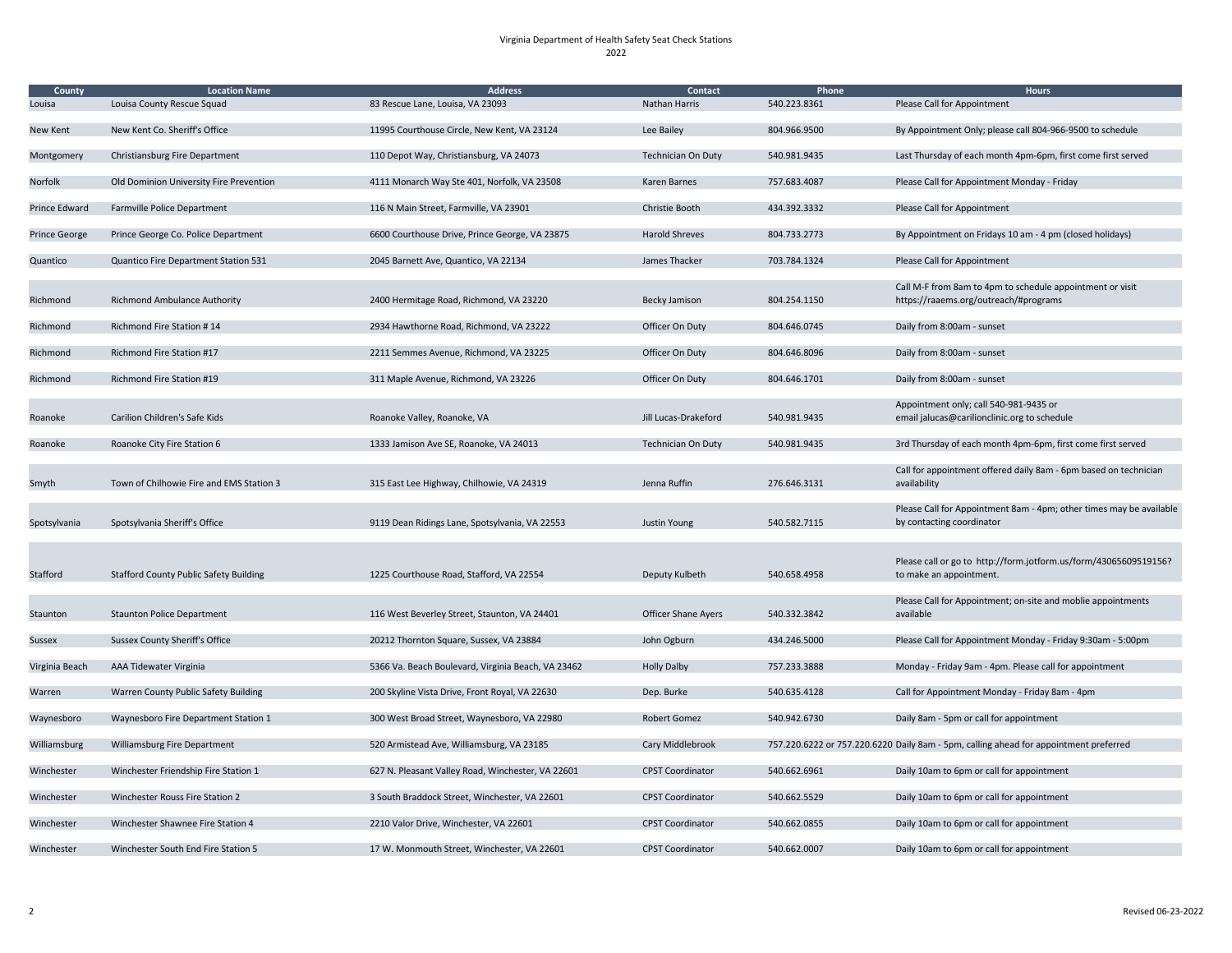Virginia Department of Health Safety Seat Check Stations

2022

| County | Location Name | Address | Contact | Phone | Hours |
|---|---|---|---|---|---|
| Louisa | Louisa County Rescue Squad | 83 Rescue Lane, Louisa, VA 23093 | Nathan Harris | 540.223.8361 | Please Call for Appointment |
| New Kent | New Kent Co. Sheriff's Office | 11995 Courthouse Circle, New Kent, VA 23124 | Lee Bailey | 804.966.9500 | By Appointment Only; please call 804-966-9500 to schedule |
| Montgomery | Christiansburg Fire Department | 110 Depot Way, Christiansburg, VA 24073 | Technician On Duty | 540.981.9435 | Last Thursday of each month 4pm-6pm, first come first served |
| Norfolk | Old Dominion University Fire Prevention | 4111 Monarch Way Ste 401, Norfolk, VA 23508 | Karen Barnes | 757.683.4087 | Please Call for Appointment Monday - Friday |
| Prince Edward | Farmville Police Department | 116 N Main Street, Farmville, VA 23901 | Christie Booth | 434.392.3332 | Please Call for Appointment |
| Prince George | Prince George Co. Police Department | 6600 Courthouse Drive, Prince George, VA 23875 | Harold Shreves | 804.733.2773 | By Appointment on Fridays 10 am - 4 pm (closed holidays) |
| Quantico | Quantico Fire Department Station 531 | 2045 Barnett Ave, Quantico, VA 22134 | James Thacker | 703.784.1324 | Please Call for Appointment |
| Richmond | Richmond Ambulance Authority | 2400 Hermitage Road, Richmond, VA 23220 | Becky Jamison | 804.254.1150 | Call M-F from 8am to 4pm to schedule appointment or visit https://raaems.org/outreach/#programs |
| Richmond | Richmond Fire Station # 14 | 2934 Hawthorne Road, Richmond, VA 23222 | Officer On Duty | 804.646.0745 | Daily from 8:00am - sunset |
| Richmond | Richmond Fire Station #17 | 2211 Semmes Avenue, Richmond, VA 23225 | Officer On Duty | 804.646.8096 | Daily from 8:00am - sunset |
| Richmond | Richmond Fire Station #19 | 311 Maple Avenue, Richmond, VA 23226 | Officer On Duty | 804.646.1701 | Daily from 8:00am - sunset |
| Roanoke | Carilion Children's Safe Kids | Roanoke Valley, Roanoke, VA | Jill Lucas-Drakeford | 540.981.9435 | Appointment only; call 540-981-9435 or email jalucas@carilionclinic.org to schedule |
| Roanoke | Roanoke City Fire Station 6 | 1333 Jamison Ave SE, Roanoke, VA 24013 | Technician On Duty | 540.981.9435 | 3rd Thursday of each month 4pm-6pm, first come first served |
| Smyth | Town of Chilhowie Fire and EMS Station 3 | 315 East Lee Highway, Chilhowie, VA 24319 | Jenna Ruffin | 276.646.3131 | Call for appointment offered daily 8am - 6pm based on technician availability |
| Spotsylvania | Spotsylvania Sheriff's Office | 9119 Dean Ridings Lane, Spotsylvania, VA 22553 | Justin Young | 540.582.7115 | Please Call for Appointment 8am - 4pm; other times may be available by contacting coordinator |
| Stafford | Stafford County Public Safety Building | 1225 Courthouse Road, Stafford, VA 22554 | Deputy Kulbeth | 540.658.4958 | Please call or go to http://form.jotform.us/form/43065609519156? to make an appointment. |
| Staunton | Staunton Police Department | 116 West Beverley Street, Staunton, VA 24401 | Officer Shane Ayers | 540.332.3842 | Please Call for Appointment; on-site and moblie appointments available |
| Sussex | Sussex County Sheriff's Office | 20212 Thornton Square, Sussex, VA 23884 | John Ogburn | 434.246.5000 | Please Call for Appointment Monday - Friday 9:30am - 5:00pm |
| Virginia Beach | AAA Tidewater Virginia | 5366 Va. Beach Boulevard, Virginia Beach, VA 23462 | Holly Dalby | 757.233.3888 | Monday - Friday 9am - 4pm. Please call for appointment |
| Warren | Warren County Public Safety Building | 200 Skyline Vista Drive, Front Royal, VA 22630 | Dep. Burke | 540.635.4128 | Call for Appointment Monday - Friday 8am - 4pm |
| Waynesboro | Waynesboro Fire Department Station 1 | 300 West Broad Street, Waynesboro, VA 22980 | Robert Gomez | 540.942.6730 | Daily 8am - 5pm or call for appointment |
| Williamsburg | Williamsburg Fire Department | 520 Armistead Ave, Williamsburg, VA 23185 | Cary Middlebrook | 757.220.6222 or 757.220.6220 | Daily 8am - 5pm, calling ahead for appointment preferred |
| Winchester | Winchester Friendship Fire Station 1 | 627 N. Pleasant Valley Road, Winchester, VA 22601 | CPST Coordinator | 540.662.6961 | Daily 10am to 6pm or call for appointment |
| Winchester | Winchester Rouss Fire Station 2 | 3 South Braddock Street, Winchester, VA 22601 | CPST Coordinator | 540.662.5529 | Daily 10am to 6pm or call for appointment |
| Winchester | Winchester Shawnee Fire Station 4 | 2210 Valor Drive, Winchester, VA 22601 | CPST Coordinator | 540.662.0855 | Daily 10am to 6pm or call for appointment |
| Winchester | Winchester South End Fire Station 5 | 17 W. Monmouth Street, Winchester, VA 22601 | CPST Coordinator | 540.662.0007 | Daily 10am to 6pm or call for appointment |

Revised 06-23-2022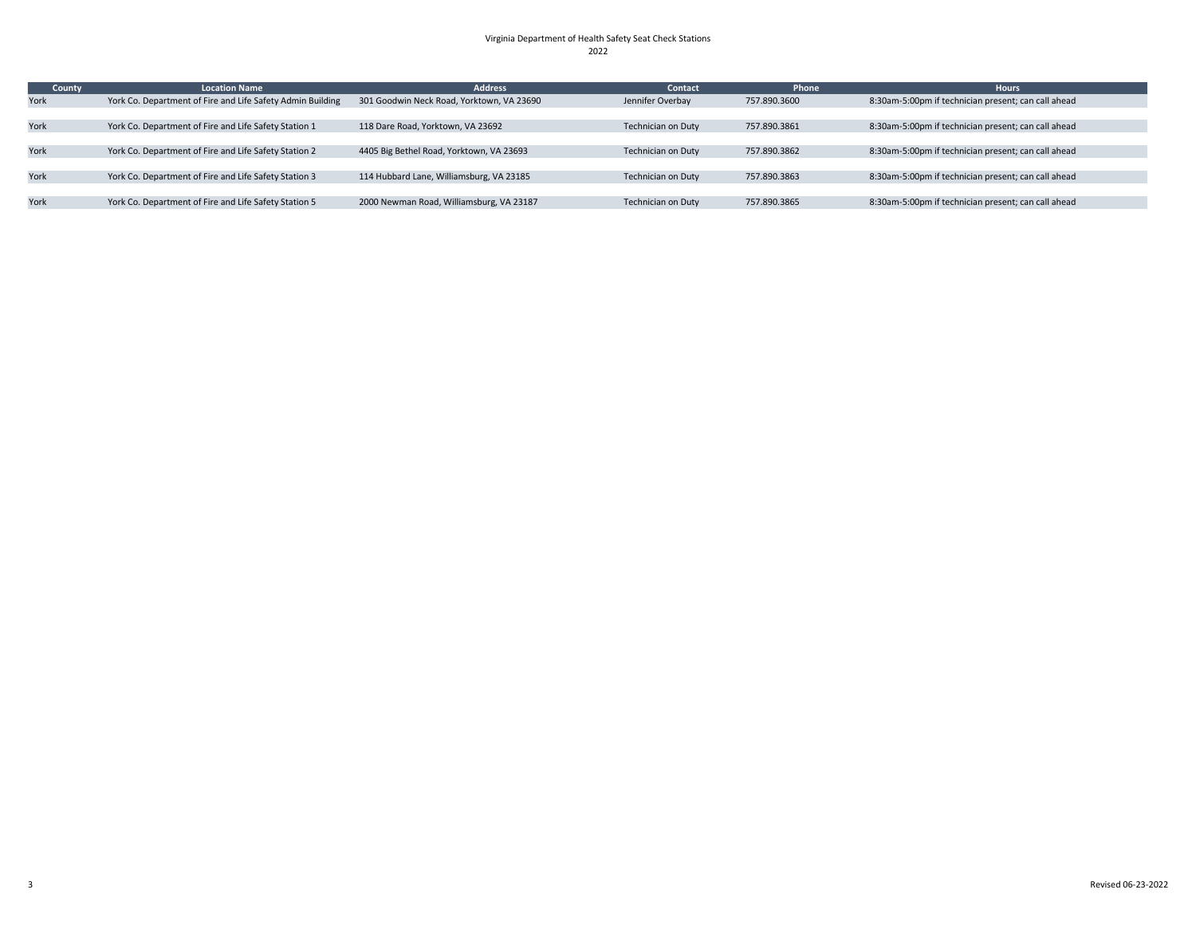Virginia Department of Health Safety Seat Check Stations
2022

| County | Location Name | Address | Contact | Phone | Hours |
|---|---|---|---|---|---|
| York | York Co. Department of Fire and Life Safety Admin Building | 301 Goodwin Neck Road, Yorktown, VA 23690 | Jennifer Overbay | 757.890.3600 | 8:30am-5:00pm if technician present; can call ahead |
| York | York Co. Department of Fire and Life Safety Station 1 | 118 Dare Road, Yorktown, VA 23692 | Technician on Duty | 757.890.3861 | 8:30am-5:00pm if technician present; can call ahead |
| York | York Co. Department of Fire and Life Safety Station 2 | 4405 Big Bethel Road, Yorktown, VA 23693 | Technician on Duty | 757.890.3862 | 8:30am-5:00pm if technician present; can call ahead |
| York | York Co. Department of Fire and Life Safety Station 3 | 114 Hubbard Lane, Williamsburg, VA 23185 | Technician on Duty | 757.890.3863 | 8:30am-5:00pm if technician present; can call ahead |
| York | York Co. Department of Fire and Life Safety Station 5 | 2000 Newman Road, Williamsburg, VA 23187 | Technician on Duty | 757.890.3865 | 8:30am-5:00pm if technician present; can call ahead |

Revised 06-23-2022